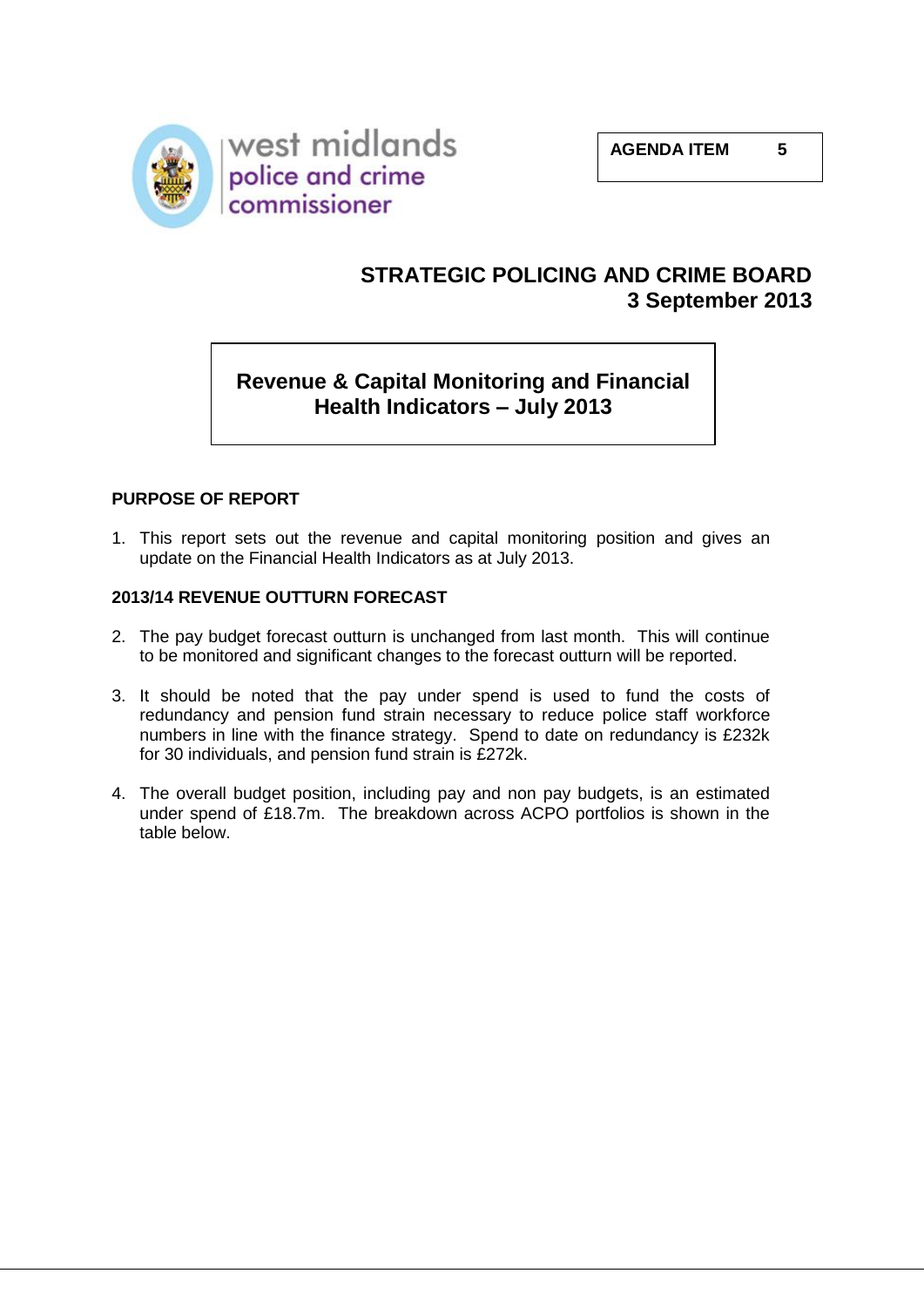west midlands police and crime commissioner

**AGENDA ITEM 5**

## STRATEGIC POLICING AND CRIME BOARD
## 3 September 2013

# Revenue & Capital Monitoring and Financial Health Indicators – July 2013

### PURPOSE OF REPORT

1. This report sets out the revenue and capital monitoring position and gives an update on the Financial Health Indicators as at July 2013.

### 2013/14 REVENUE OUTTURN FORECAST

2. The pay budget forecast outturn is unchanged from last month. This will continue to be monitored and significant changes to the forecast outturn will be reported.

3. It should be noted that the pay under spend is used to fund the costs of redundancy and pension fund strain necessary to reduce police staff workforce numbers in line with the finance strategy. Spend to date on redundancy is £232k for 30 individuals, and pension fund strain is £272k.

4. The overall budget position, including pay and non pay budgets, is an estimated under spend of £18.7m. The breakdown across ACPO portfolios is shown in the table below.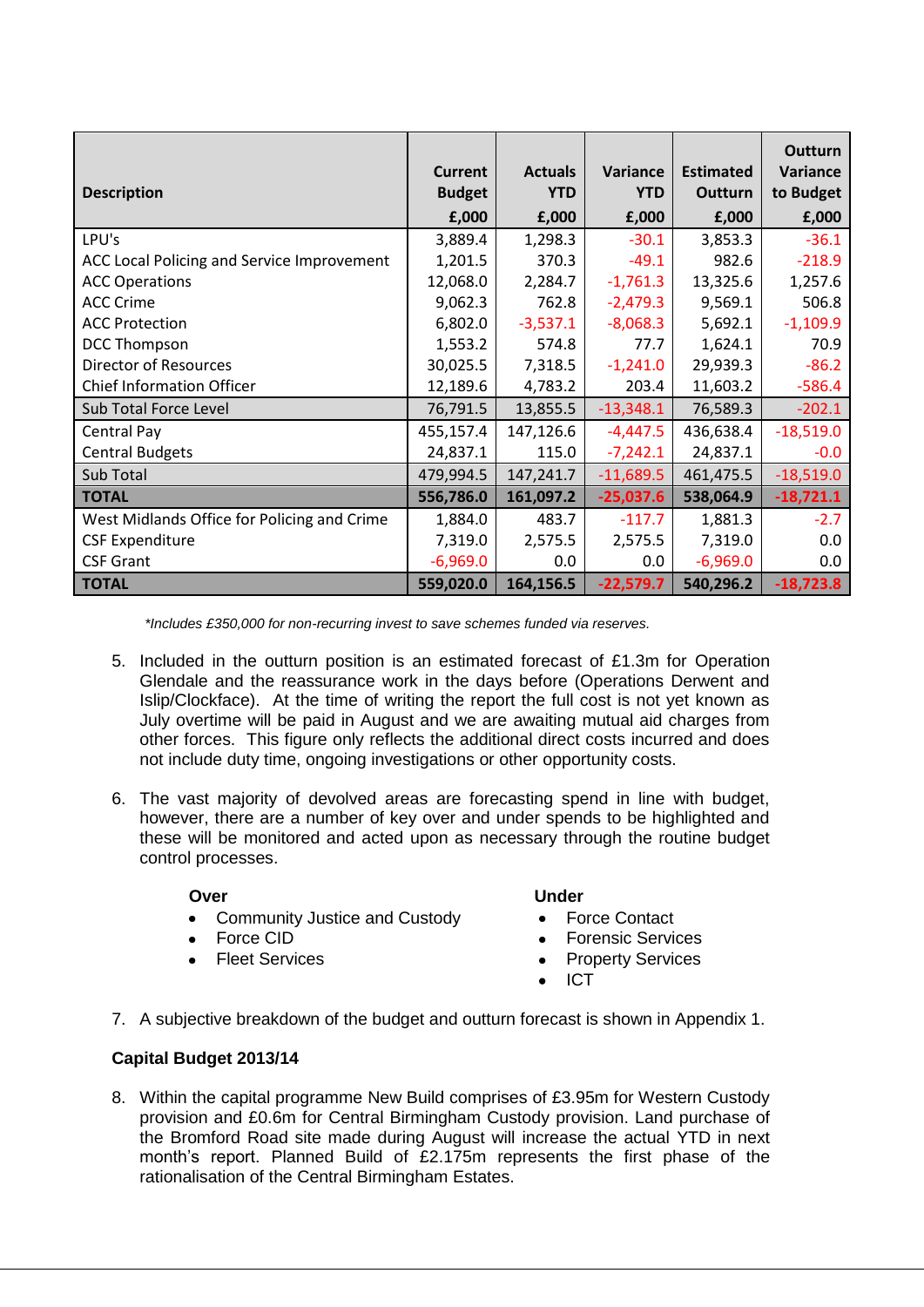| Description | Current Budget £,000 | Actuals YTD £,000 | Variance YTD £,000 | Estimated Outturn £,000 | Outturn Variance to Budget £,000 |
|---|---|---|---|---|---|
| LPU's | 3,889.4 | 1,298.3 | -30.1 | 3,853.3 | -36.1 |
| ACC Local Policing and Service Improvement | 1,201.5 | 370.3 | -49.1 | 982.6 | -218.9 |
| ACC Operations | 12,068.0 | 2,284.7 | -1,761.3 | 13,325.6 | 1,257.6 |
| ACC Crime | 9,062.3 | 762.8 | -2,479.3 | 9,569.1 | 506.8 |
| ACC Protection | 6,802.0 | -3,537.1 | -8,068.3 | 5,692.1 | -1,109.9 |
| DCC Thompson | 1,553.2 | 574.8 | 77.7 | 1,624.1 | 70.9 |
| Director of Resources | 30,025.5 | 7,318.5 | -1,241.0 | 29,939.3 | -86.2 |
| Chief Information Officer | 12,189.6 | 4,783.2 | 203.4 | 11,603.2 | -586.4 |
| Sub Total Force Level | 76,791.5 | 13,855.5 | -13,348.1 | 76,589.3 | -202.1 |
| Central Pay | 455,157.4 | 147,126.6 | -4,447.5 | 436,638.4 | -18,519.0 |
| Central Budgets | 24,837.1 | 115.0 | -7,242.1 | 24,837.1 | -0.0 |
| Sub Total | 479,994.5 | 147,241.7 | -11,689.5 | 461,475.5 | -18,519.0 |
| **TOTAL** | **556,786.0** | **161,097.2** | **-25,037.6** | **538,064.9** | **-18,721.1** |
| West Midlands Office for Policing and Crime | 1,884.0 | 483.7 | -117.7 | 1,881.3 | -2.7 |
| CSF Expenditure | 7,319.0 | 2,575.5 | 2,575.5 | 7,319.0 | 0.0 |
| CSF Grant | -6,969.0 | 0.0 | 0.0 | -6,969.0 | 0.0 |
| **TOTAL** | **559,020.0** | **164,156.5** | **-22,579.7** | **540,296.2** | **-18,723.8** |

*\*Includes £350,000 for non-recurring invest to save schemes funded via reserves.*

5. Included in the outturn position is an estimated forecast of £1.3m for Operation Glendale and the reassurance work in the days before (Operations Derwent and Islip/Clockface). At the time of writing the report the full cost is not yet known as July overtime will be paid in August and we are awaiting mutual aid charges from other forces. This figure only reflects the additional direct costs incurred and does not include duty time, ongoing investigations or other opportunity costs.

6. The vast majority of devolved areas are forecasting spend in line with budget, however, there are a number of key over and under spends to be highlighted and these will be monitored and acted upon as necessary through the routine budget control processes.

**Over**

- Community Justice and Custody
- Force CID
- Fleet Services

**Under**

- Force Contact
- Forensic Services
- Property Services
- ICT

7. A subjective breakdown of the budget and outturn forecast is shown in Appendix 1.

**Capital Budget 2013/14**

8. Within the capital programme New Build comprises of £3.95m for Western Custody provision and £0.6m for Central Birmingham Custody provision. Land purchase of the Bromford Road site made during August will increase the actual YTD in next month's report. Planned Build of £2.175m represents the first phase of the rationalisation of the Central Birmingham Estates.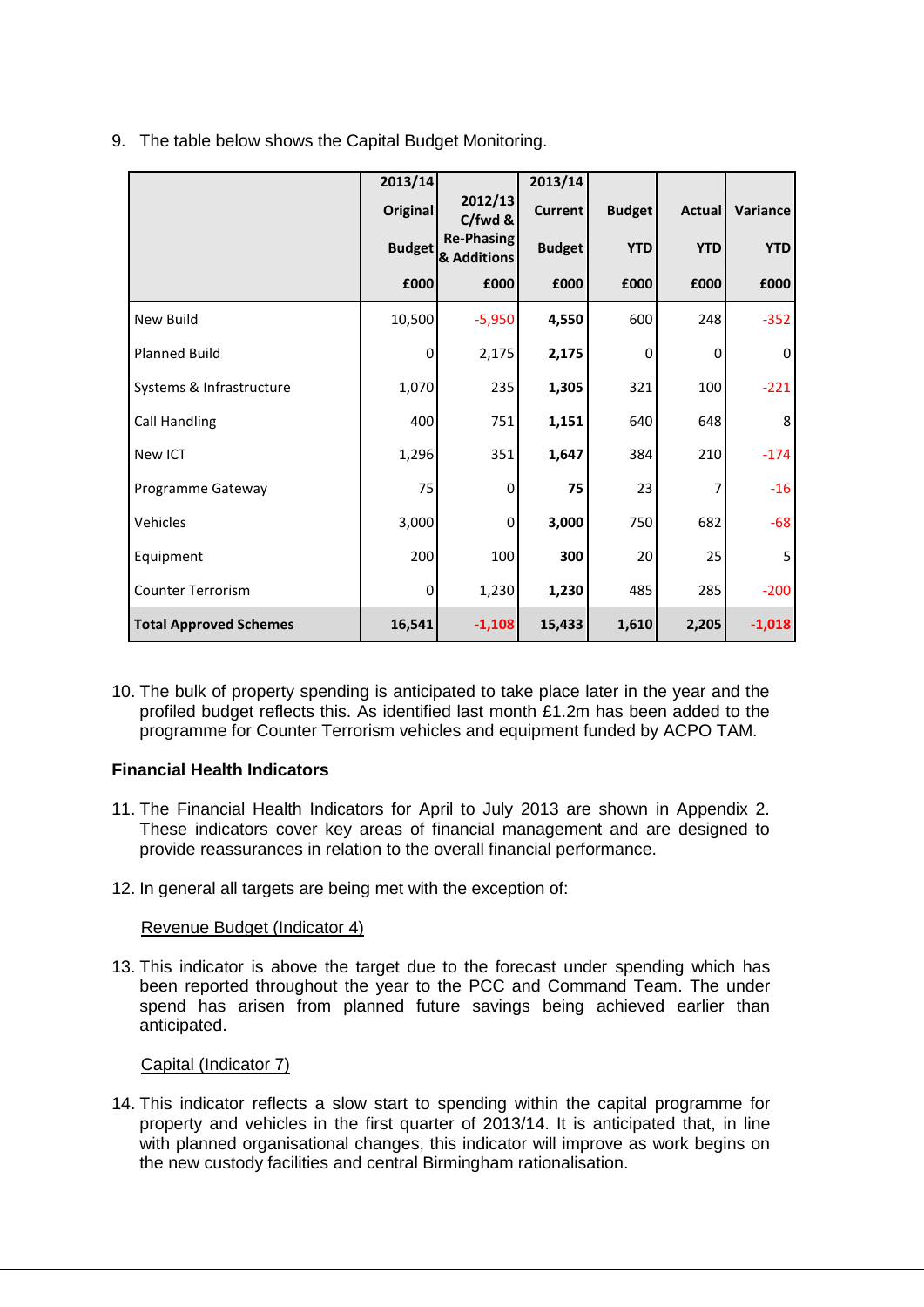9. The table below shows the Capital Budget Monitoring.

| | 2013/14 Original Budget £000 | 2012/13 C/fwd & Re-Phasing & Additions £000 | 2013/14 Current Budget £000 | Budget YTD £000 | Actual YTD £000 | Variance YTD £000 |
|---|---|---|---|---|---|---|
| New Build | 10,500 | -5,950 | **4,550** | 600 | 248 | -352 |
| Planned Build | 0 | 2,175 | **2,175** | 0 | 0 | 0 |
| Systems & Infrastructure | 1,070 | 235 | **1,305** | 321 | 100 | -221 |
| Call Handling | 400 | 751 | **1,151** | 640 | 648 | 8 |
| New ICT | 1,296 | 351 | **1,647** | 384 | 210 | -174 |
| Programme Gateway | 75 | 0 | **75** | 23 | 7 | -16 |
| Vehicles | 3,000 | 0 | **3,000** | 750 | 682 | -68 |
| Equipment | 200 | 100 | **300** | 20 | 25 | 5 |
| Counter Terrorism | 0 | 1,230 | **1,230** | 485 | 285 | -200 |
| **Total Approved Schemes** | **16,541** | **-1,108** | **15,433** | **1,610** | **2,205** | **-1,018** |

10. The bulk of property spending is anticipated to take place later in the year and the profiled budget reflects this. As identified last month £1.2m has been added to the programme for Counter Terrorism vehicles and equipment funded by ACPO TAM.

**Financial Health Indicators**

11. The Financial Health Indicators for April to July 2013 are shown in Appendix 2. These indicators cover key areas of financial management and are designed to provide reassurances in relation to the overall financial performance.

12. In general all targets are being met with the exception of:

<u>Revenue Budget (Indicator 4)</u>

13. This indicator is above the target due to the forecast under spending which has been reported throughout the year to the PCC and Command Team. The under spend has arisen from planned future savings being achieved earlier than anticipated.

<u>Capital (Indicator 7)</u>

14. This indicator reflects a slow start to spending within the capital programme for property and vehicles in the first quarter of 2013/14. It is anticipated that, in line with planned organisational changes, this indicator will improve as work begins on the new custody facilities and central Birmingham rationalisation.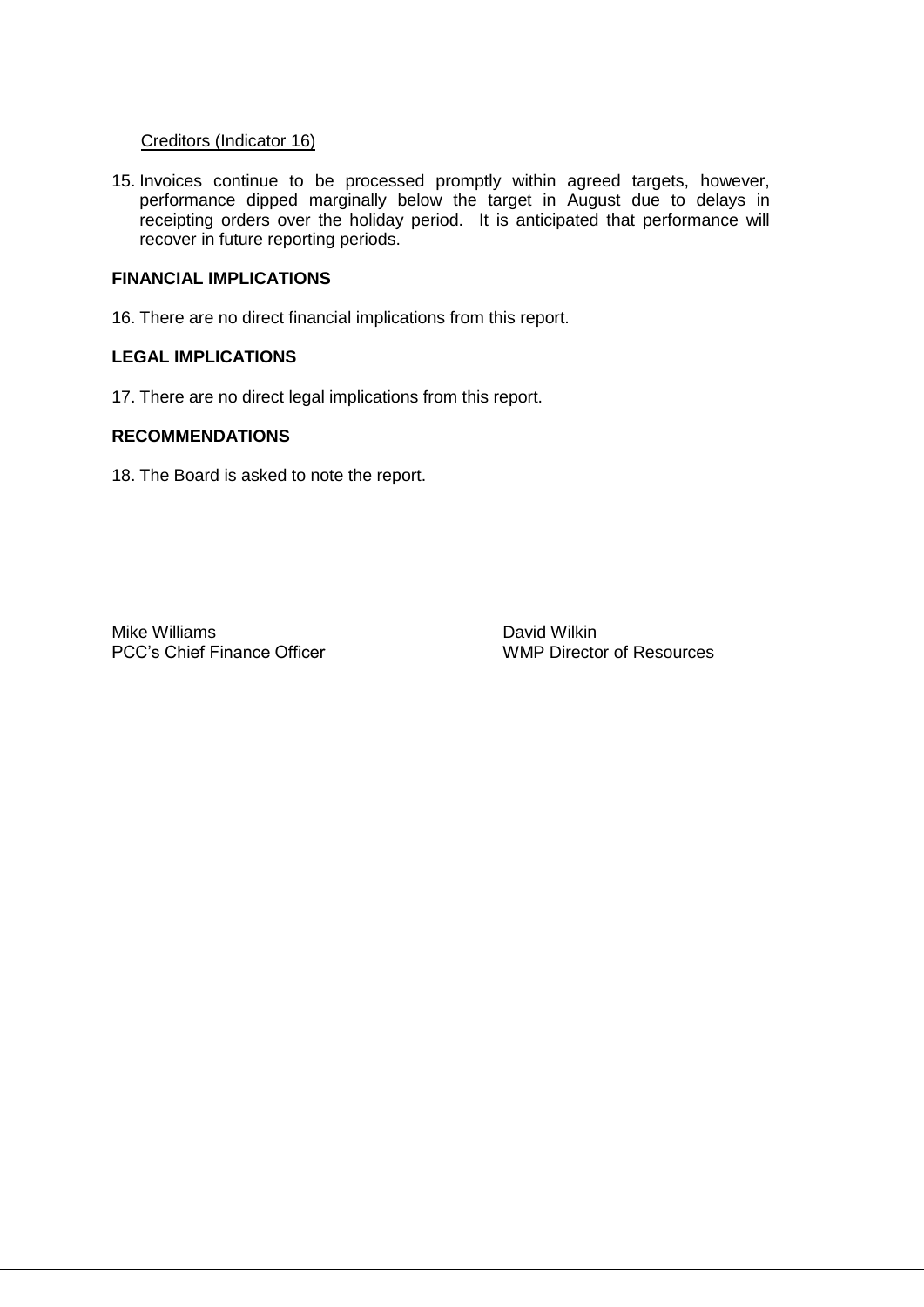Creditors (Indicator 16)

15. Invoices continue to be processed promptly within agreed targets, however, performance dipped marginally below the target in August due to delays in receipting orders over the holiday period. It is anticipated that performance will recover in future reporting periods.

**FINANCIAL IMPLICATIONS**

16. There are no direct financial implications from this report.

**LEGAL IMPLICATIONS**

17. There are no direct legal implications from this report.

**RECOMMENDATIONS**

18. The Board is asked to note the report.

Mike Williams
PCC's Chief Finance Officer

David Wilkin
WMP Director of Resources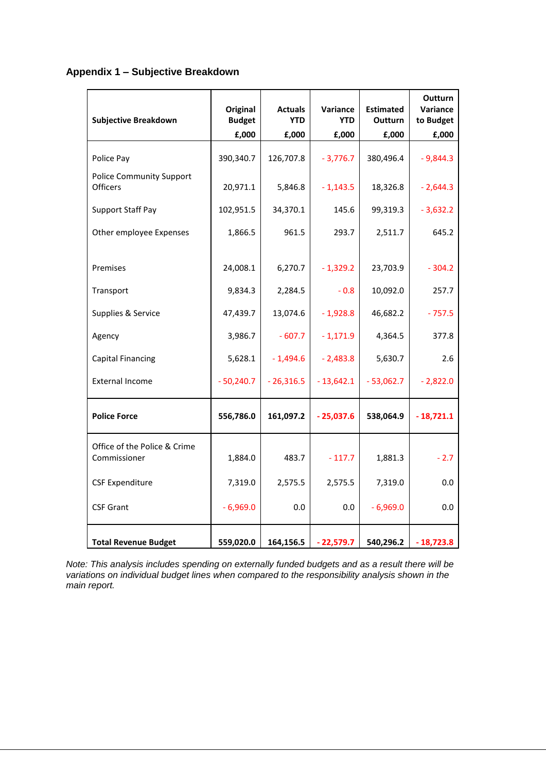## Appendix 1 – Subjective Breakdown

| Subjective Breakdown | Original Budget £,000 | Actuals YTD £,000 | Variance YTD £,000 | Estimated Outturn £,000 | Outturn Variance to Budget £,000 |
|---|---|---|---|---|---|
| Police Pay | 390,340.7 | 126,707.8 | - 3,776.7 | 380,496.4 | - 9,844.3 |
| Police Community Support Officers | 20,971.1 | 5,846.8 | - 1,143.5 | 18,326.8 | - 2,644.3 |
| Support Staff Pay | 102,951.5 | 34,370.1 | 145.6 | 99,319.3 | - 3,632.2 |
| Other employee Expenses | 1,866.5 | 961.5 | 293.7 | 2,511.7 | 645.2 |
| Premises | 24,008.1 | 6,270.7 | - 1,329.2 | 23,703.9 | - 304.2 |
| Transport | 9,834.3 | 2,284.5 | - 0.8 | 10,092.0 | 257.7 |
| Supplies & Service | 47,439.7 | 13,074.6 | - 1,928.8 | 46,682.2 | - 757.5 |
| Agency | 3,986.7 | - 607.7 | - 1,171.9 | 4,364.5 | 377.8 |
| Capital Financing | 5,628.1 | - 1,494.6 | - 2,483.8 | 5,630.7 | 2.6 |
| External Income | - 50,240.7 | - 26,316.5 | - 13,642.1 | - 53,062.7 | - 2,822.0 |
| **Police Force** | **556,786.0** | **161,097.2** | **- 25,037.6** | **538,064.9** | **- 18,721.1** |
| Office of the Police & Crime Commissioner | 1,884.0 | 483.7 | - 117.7 | 1,881.3 | - 2.7 |
| CSF Expenditure | 7,319.0 | 2,575.5 | 2,575.5 | 7,319.0 | 0.0 |
| CSF Grant | - 6,969.0 | 0.0 | 0.0 | - 6,969.0 | 0.0 |
| **Total Revenue Budget** | **559,020.0** | **164,156.5** | **- 22,579.7** | **540,296.2** | **- 18,723.8** |

*Note: This analysis includes spending on externally funded budgets and as a result there will be variations on individual budget lines when compared to the responsibility analysis shown in the main report.*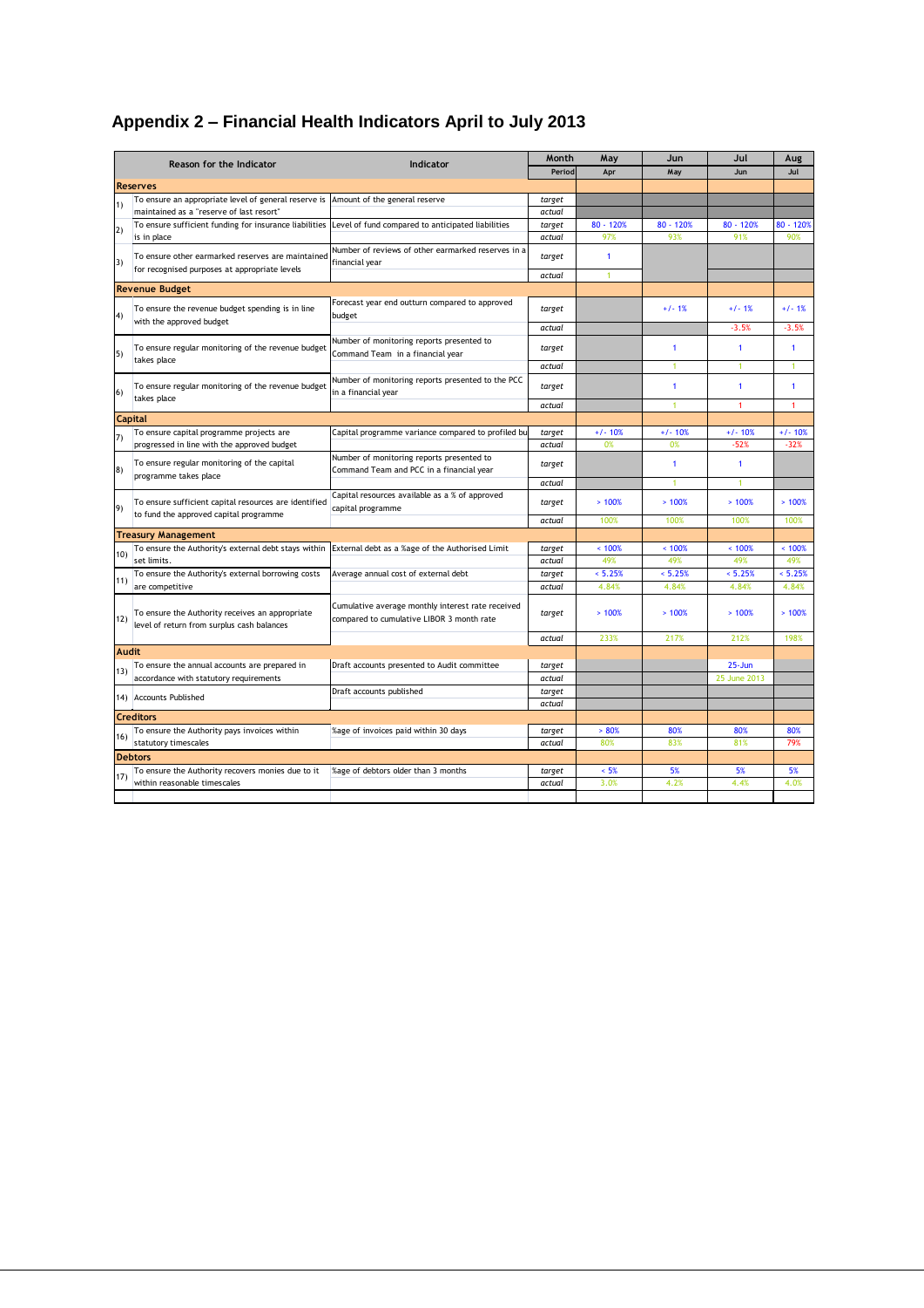# Appendix 2 – Financial Health Indicators April to July 2013

| | Reason for the Indicator | Indicator | Month | May | Jun | Jul | Aug |
|---|---|---|---|---|---|---|---|
| | | | Period | Apr | May | Jun | Jul |
| **Reserves** | | | | | | | |
| 1) | To ensure an appropriate level of general reserve is maintained as a "reserve of last resort" | Amount of the general reserve | target | | | | |
| | | | actual | | | | |
| 2) | To ensure sufficient funding for insurance liabilities is in place | Level of fund compared to anticipated liabilities | target | 80 - 120% | 80 - 120% | 80 - 120% | 80 - 120% |
| | | | actual | 97% | 93% | 91% | 90% |
| 3) | To ensure other earmarked reserves are maintained for recognised purposes at appropriate levels | Number of reviews of other earmarked reserves in a financial year | target | 1 | | | |
| | | | actual | 1 | | | |
| **Revenue Budget** | | | | | | | |
| 4) | To ensure the revenue budget spending is in line with the approved budget | Forecast year end outturn compared to approved budget | target | | +/- 1% | +/- 1% | +/- 1% |
| | | | actual | | | -3.5% | -3.5% |
| 5) | To ensure regular monitoring of the revenue budget takes place | Number of monitoring reports presented to Command Team in a financial year | target | | 1 | 1 | 1 |
| | | | actual | | 1 | 1 | 1 |
| 6) | To ensure regular monitoring of the revenue budget takes place | Number of monitoring reports presented to the PCC in a financial year | target | | 1 | 1 | 1 |
| | | | actual | | 1 | 1 | 1 |
| **Capital** | | | | | | | |
| 7) | To ensure capital programme projects are progressed in line with the approved budget | Capital programme variance compared to profiled bu | target | +/- 10% | +/- 10% | +/- 10% | +/- 10% |
| | | | actual | 0% | 0% | -52% | -32% |
| 8) | To ensure regular monitoring of the capital programme takes place | Number of monitoring reports presented to Command Team and PCC in a financial year | target | | 1 | 1 | |
| | | | actual | | 1 | 1 | |
| 9) | To ensure sufficient capital resources are identified to fund the approved capital programme | Capital resources available as a % of approved capital programme | target | > 100% | > 100% | > 100% | > 100% |
| | | | actual | 100% | 100% | 100% | 100% |
| **Treasury Management** | | | | | | | |
| 10) | To ensure the Authority's external debt stays within set limits. | External debt as a %age of the Authorised Limit | target | < 100% | < 100% | < 100% | < 100% |
| | | | actual | 49% | 49% | 49% | 49% |
| 11) | To ensure the Authority's external borrowing costs are competitive | Average annual cost of external debt | target | < 5.25% | < 5.25% | < 5.25% | < 5.25% |
| | | | actual | 4.84% | 4.84% | 4.84% | 4.84% |
| 12) | To ensure the Authority receives an appropriate level of return from surplus cash balances | Cumulative average monthly interest rate received compared to cumulative LIBOR 3 month rate | target | > 100% | > 100% | > 100% | > 100% |
| | | | actual | 233% | 217% | 212% | 198% |
| **Audit** | | | | | | | |
| 13) | To ensure the annual accounts are prepared in accordance with statutory requirements | Draft accounts presented to Audit committee | target | | | 25-Jun | |
| | | | actual | | | 25 June 2013 | |
| 14) | Accounts Published | Draft accounts published | target | | | | |
| | | | actual | | | | |
| **Creditors** | | | | | | | |
| 16) | To ensure the Authority pays invoices within statutory timescales | %age of invoices paid within 30 days | target | > 80% | 80% | 80% | 80% |
| | | | actual | 80% | 83% | 81% | 79% |
| **Debtors** | | | | | | | |
| 17) | To ensure the Authority recovers monies due to it within reasonable timescales | %age of debtors older than 3 months | target | < 5% | 5% | 5% | 5% |
| | | | actual | 3.0% | 4.2% | 4.4% | 4.0% |